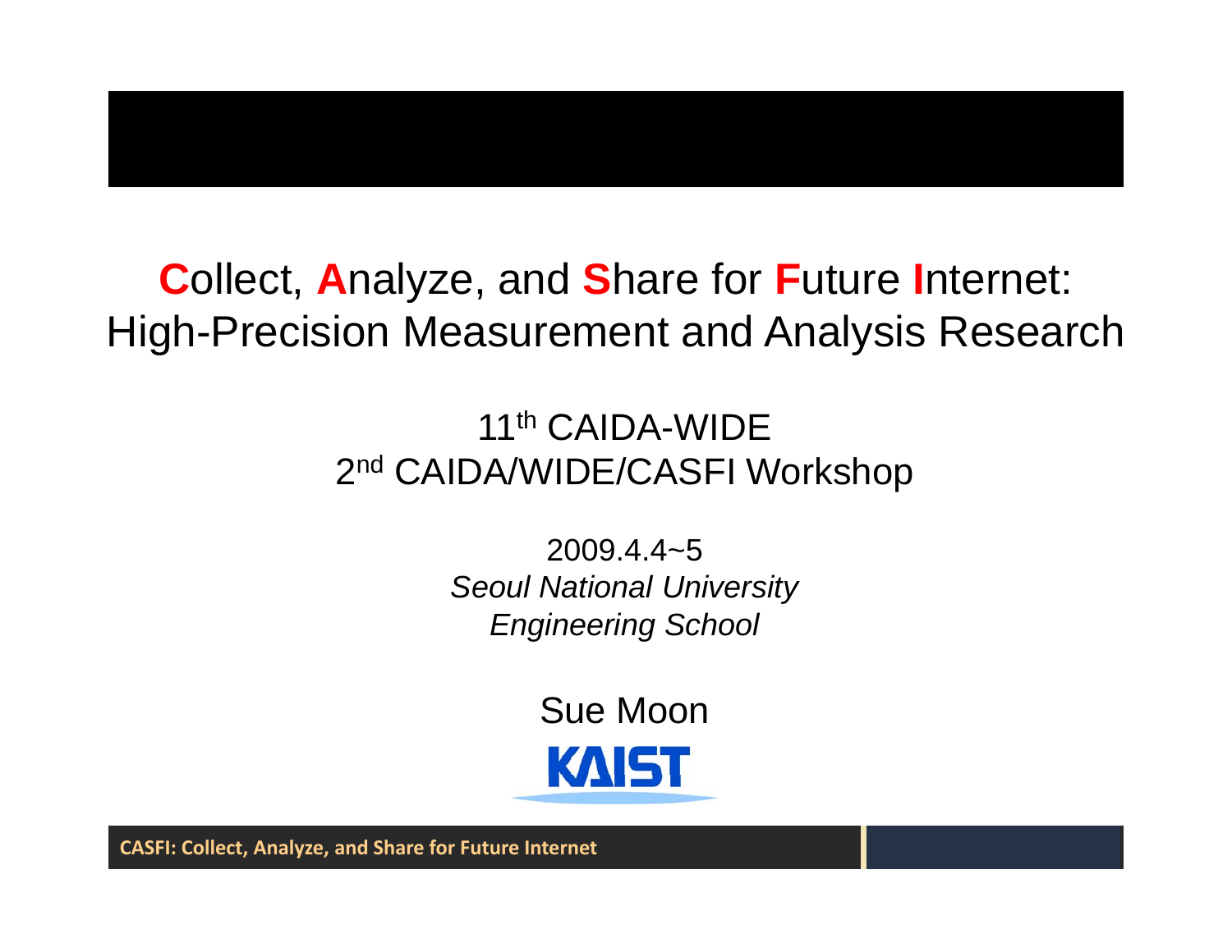# **C**ollect, **A**nalyze, and **S**hare for **F**uture **I**nternet: High-Precision Measurement and Analysis Research

11th CAIDA-WIDE
2nd CAIDA/WIDE/CASFI Workshop

2009.4.4~5
*Seoul National University*
*Engineering School*

Sue Moon

KAIST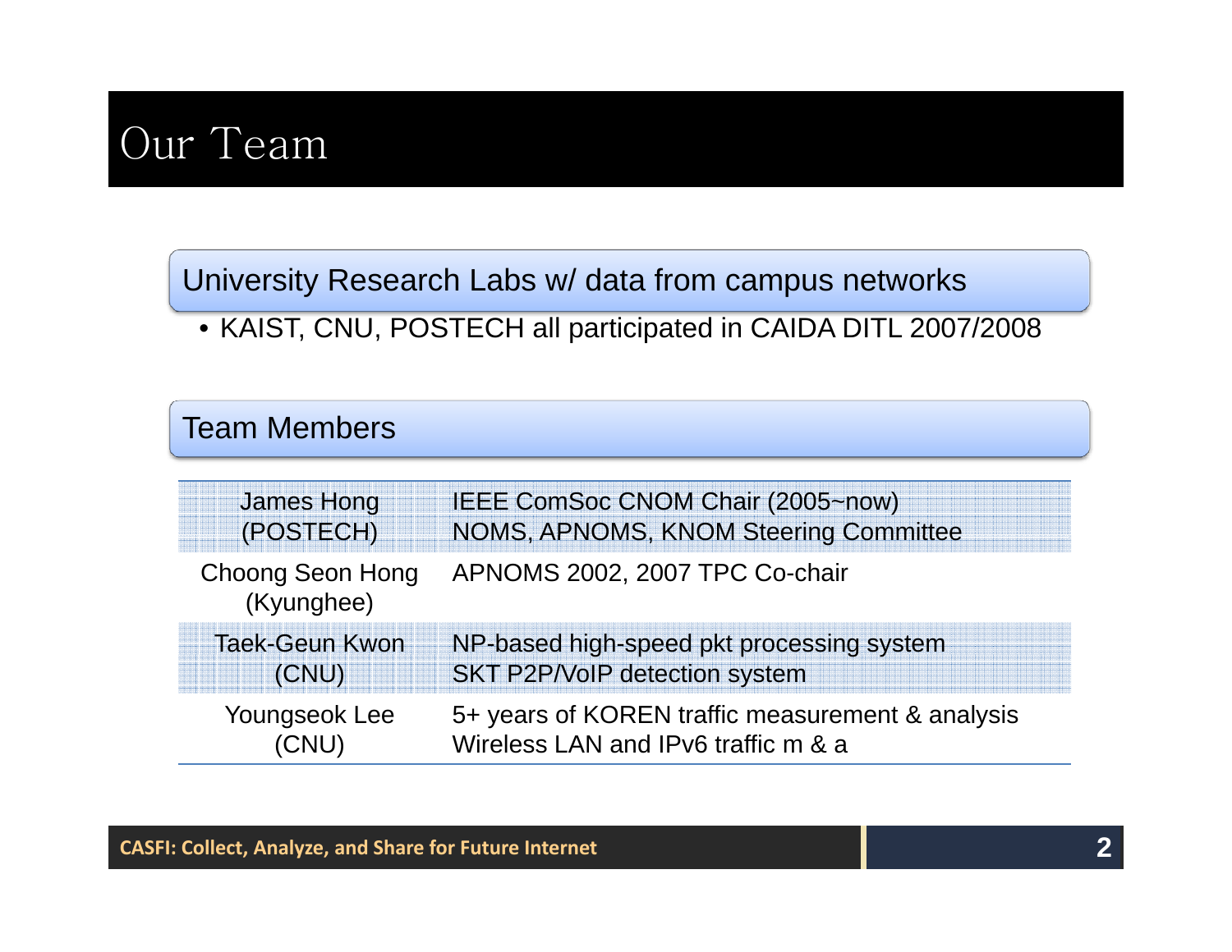# Our Team

## University Research Labs w/ data from campus networks

- KAIST, CNU, POSTECH all participated in CAIDA DITL 2007/2008

## Team Members

| | |
|---|---|
| James Hong (POSTECH) | IEEE ComSoc CNOM Chair (2005~now)<br>NOMS, APNOMS, KNOM Steering Committee |
| Choong Seon Hong (Kyunghee) | APNOMS 2002, 2007 TPC Co-chair |
| Taek-Geun Kwon (CNU) | NP-based high-speed pkt processing system<br>SKT P2P/VoIP detection system |
| Youngseok Lee (CNU) | 5+ years of KOREN traffic measurement & analysis<br>Wireless LAN and IPv6 traffic m & a |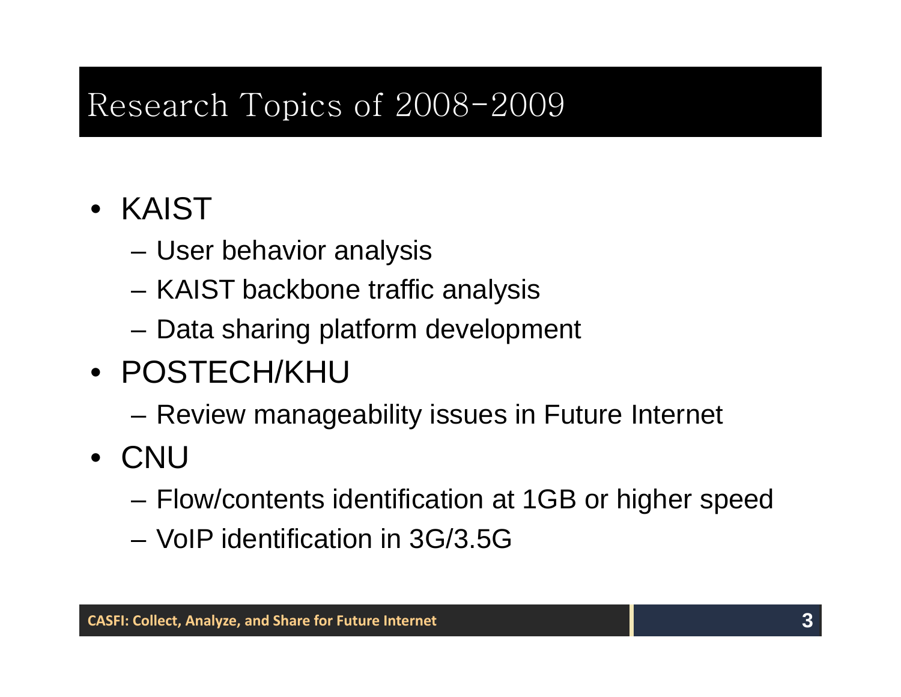# Research Topics of 2008-2009

- KAIST
  - User behavior analysis
  - KAIST backbone traffic analysis
  - Data sharing platform development
- POSTECH/KHU
  - Review manageability issues in Future Internet
- CNU
  - Flow/contents identification at 1GB or higher speed
  - VoIP identification in 3G/3.5G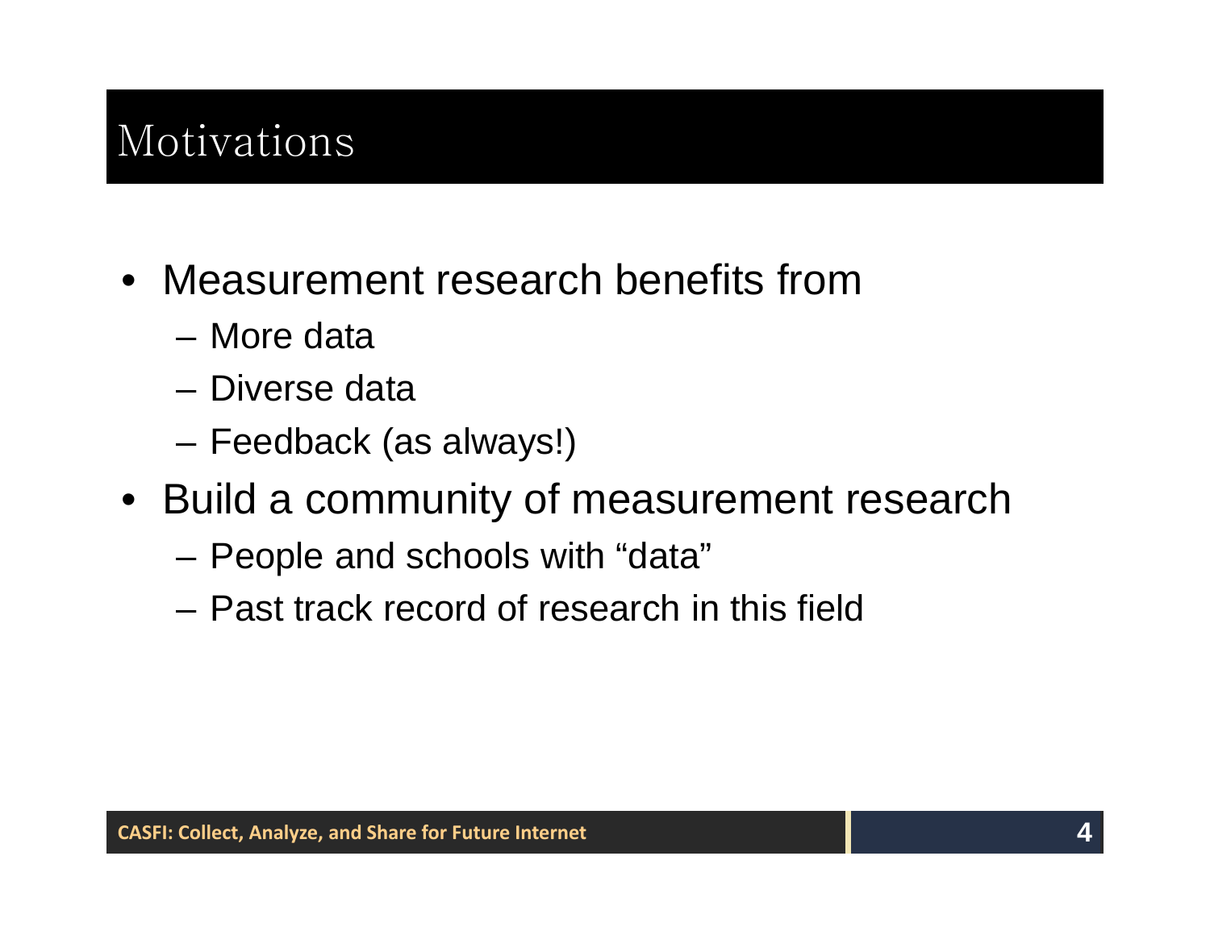# Motivations

- Measurement research benefits from
  - More data
  - Diverse data
  - Feedback (as always!)
- Build a community of measurement research
  - People and schools with “data”
  - Past track record of research in this field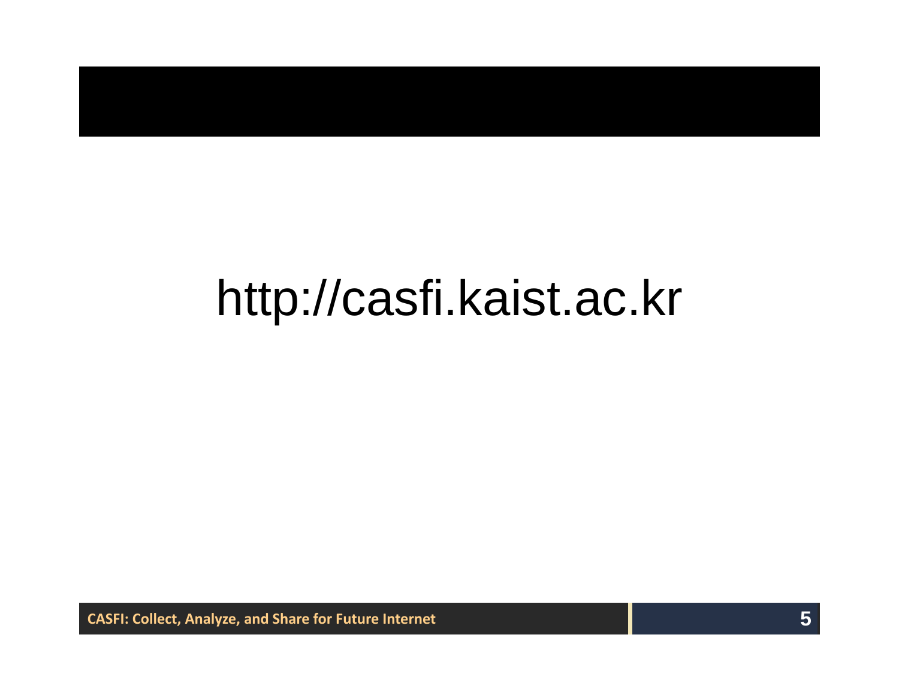http://casfi.kaist.ac.kr